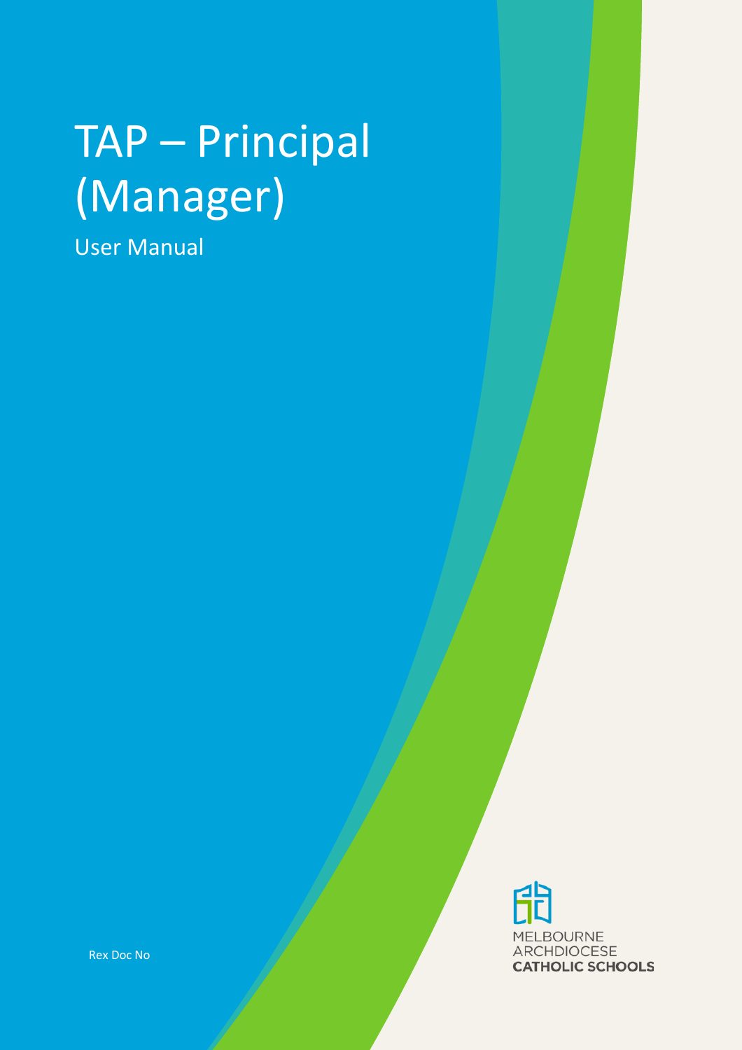# TAP – Principal (Manager)

User Manual

Rex Doc No

MELBOURNE
ARCHDIOCESE
CATHOLIC SCHOOLS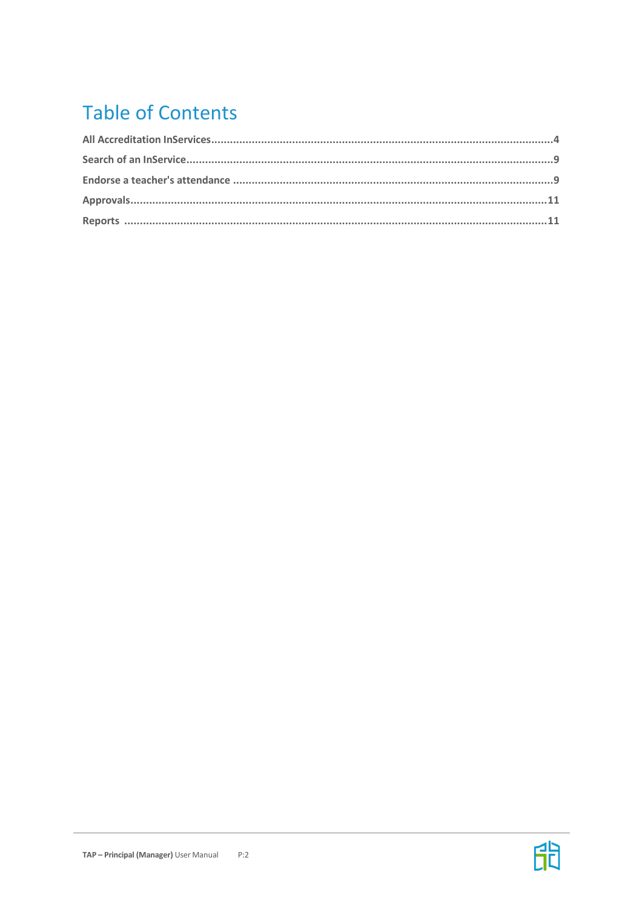# Table of Contents

All Accreditation InServices....4

Search of an InService....9

Endorse a teacher's attendance....9

Approvals....11

Reports....11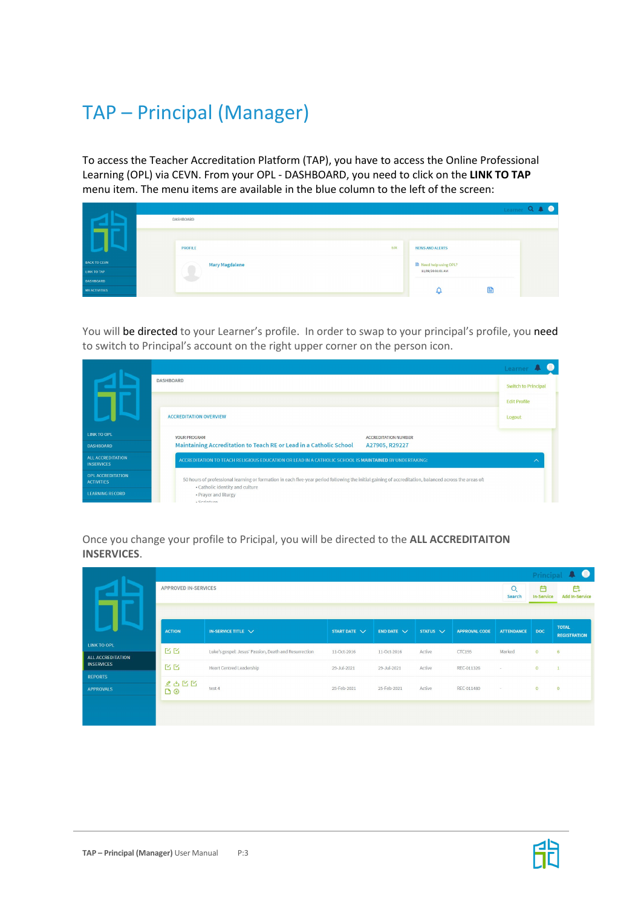# TAP – Principal (Manager)

To access the Teacher Accreditation Platform (TAP), you have to access the Online Professional Learning (OPL) via CEVN. From your OPL - DASHBOARD, you need to click on the **LINK TO TAP** menu item. The menu items are available in the blue column to the left of the screen:

You will be directed to your Learner's profile. In order to swap to your principal's profile, you need to switch to Principal's account on the right upper corner on the person icon.

Once you change your profile to Pricipal, you will be directed to the **ALL ACCREDITAITON INSERVICES**.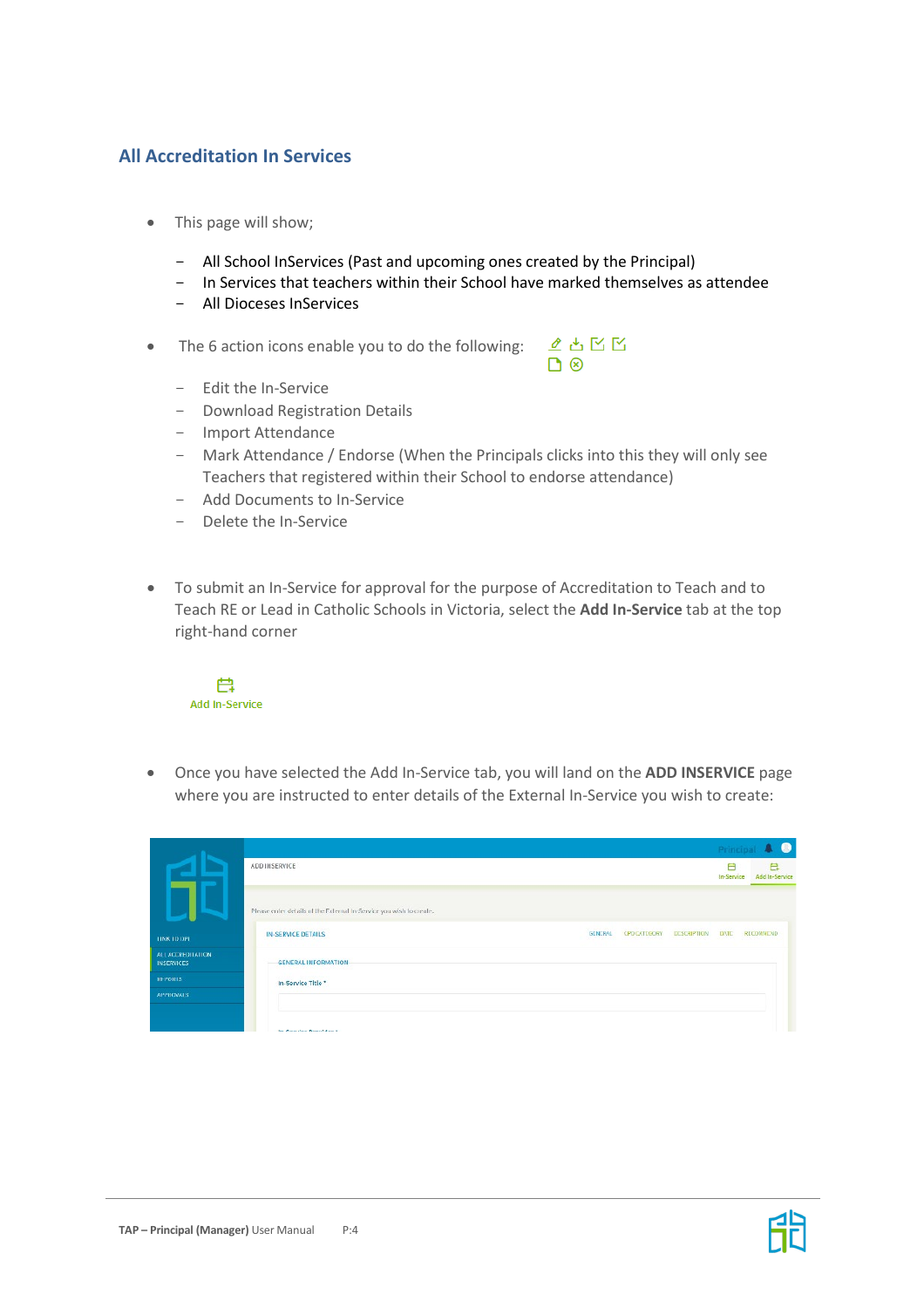## All Accreditation In Services

- This page will show;
  - All School InServices (Past and upcoming ones created by the Principal)
  - In Services that teachers within their School have marked themselves as attendee
  - All Dioceses InServices

- The 6 action icons enable you to do the following:
  - Edit the In-Service
  - Download Registration Details
  - Import Attendance
  - Mark Attendance / Endorse (When the Principals clicks into this they will only see Teachers that registered within their School to endorse attendance)
  - Add Documents to In-Service
  - Delete the In-Service

- To submit an In-Service for approval for the purpose of Accreditation to Teach and to Teach RE or Lead in Catholic Schools in Victoria, select the **Add In-Service** tab at the top right-hand corner

Add In-Service

- Once you have selected the Add In-Service tab, you will land on the **ADD INSERVICE** page where you are instructed to enter details of the External In-Service you wish to create: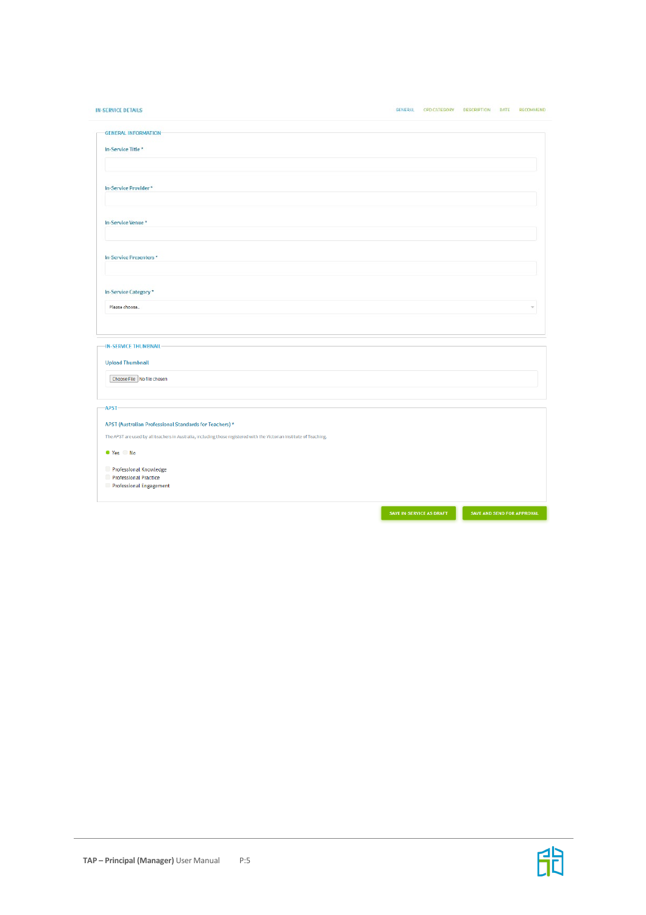IN-SERVICE DETAILS

GENERAL CPD CATEGORY DESCRIPTION DATE RECOMMEND

GENERAL INFORMATION

In-Service Title *

In-Service Provider *

In-Service Venue *

In Service Presenters *

In-Service Category *

Please choose..

IN-SERVICE THUMBNAIL

Upload Thumbnail

Choose File No file chosen

APST

APST (Australian Professional Standards for Teachers) *

The APST are used by all teachers in Australia, including those registered with the Victorian Institute of Teaching.

Yes No

Professional Knowledge
Professional Practice
Professional Engagement

SAVE IN-SERVICE AS DRAFT    SAVE AND SEND FOR APPROVAL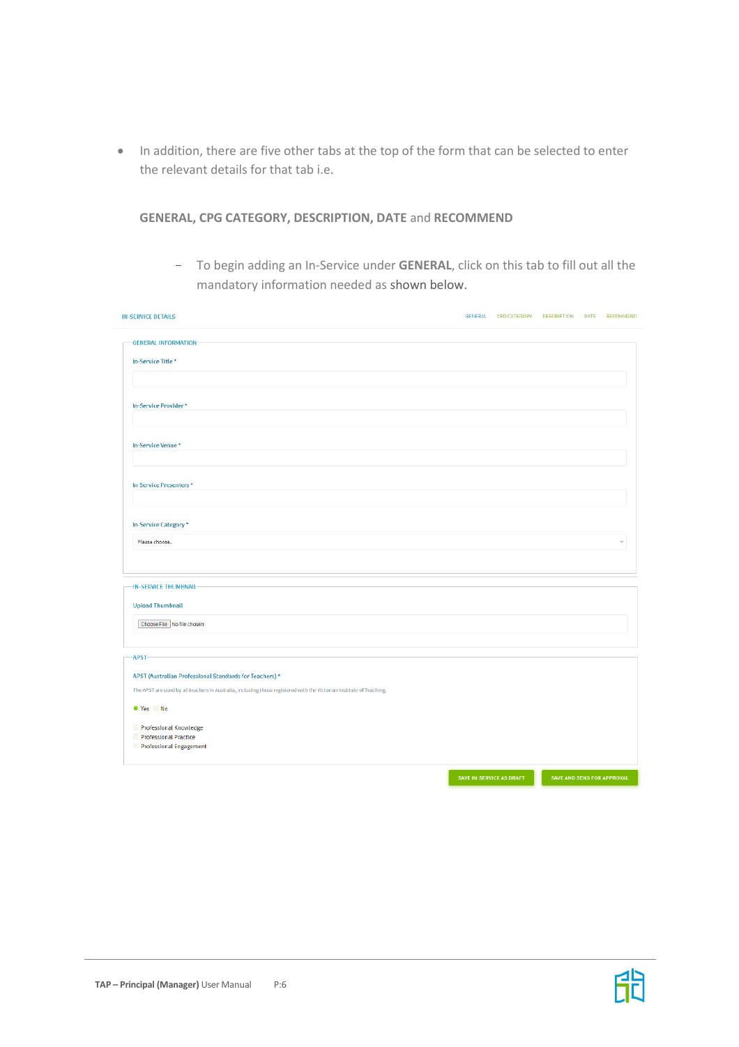- In addition, there are five other tabs at the top of the form that can be selected to enter the relevant details for that tab i.e.

  **GENERAL, CPG CATEGORY, DESCRIPTION, DATE** and **RECOMMEND**

  - To begin adding an In-Service under **GENERAL**, click on this tab to fill out all the mandatory information needed as shown below.

IN-SERVICE DETAILS

GENERAL CPD CATEGORY DESCRIPTION DATE RECOMMEND

GENERAL INFORMATION

In-Service Title *

In-Service Provider *

In-Service Venue *

In-Service Presenters *

In-Service Category *

Please choose..

IN-SERVICE THUMBNAIL

Upload Thumbnail

Choose File No file chosen

APST

APST (Australian Professional Standards for Teachers) *

The APST are used by all teachers in Australia, including those registered with the Victorian Institute of Teaching.

Yes No

Professional Knowledge
Professional Practice
Professional Engagement

SAVE IN-SERVICE AS DRAFT SAVE AND SEND FOR APPROVAL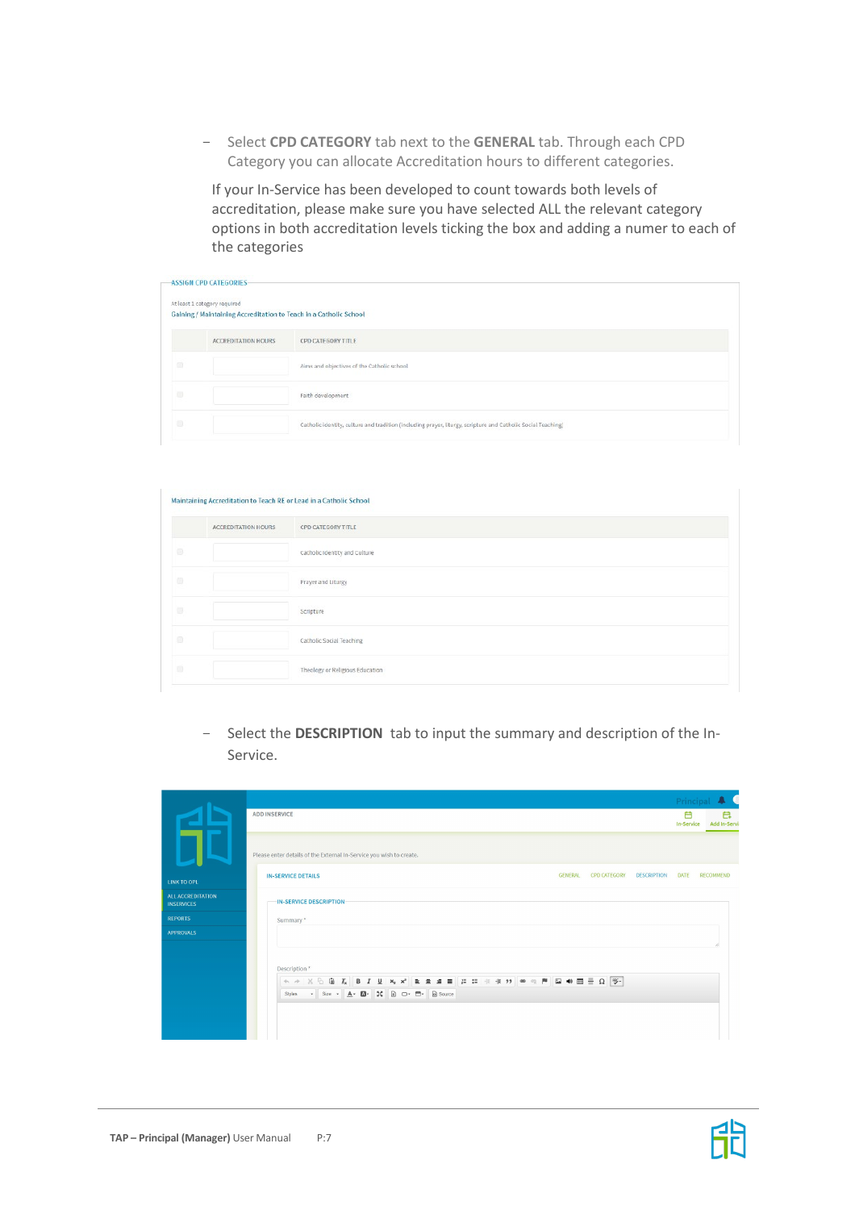- Select **CPD CATEGORY** tab next to the **GENERAL** tab. Through each CPD Category you can allocate Accreditation hours to different categories.

If your In-Service has been developed to count towards both levels of accreditation, please make sure you have selected ALL the relevant category options in both accreditation levels ticking the box and adding a numer to each of the categories

ASSIGN CPD CATEGORIES

At least 1 category required

Gaining / Maintaining Accreditation to Teach in a Catholic School

| | ACCREDITATION HOURS | CPD CATEGORY TITLE |
|---|---|---|
| | | Aims and objectives of the Catholic school |
| | | Faith development |
| | | Catholic identity, culture and tradition (including prayer, liturgy, scripture and Catholic Social Teaching) |

Maintaining Accreditation to Teach RE or Lead in a Catholic School

| | ACCREDITATION HOURS | CPD CATEGORY TITLE |
|---|---|---|
| | | Catholic Identity and Culture |
| | | Prayer and Liturgy |
| | | Scripture |
| | | Catholic Social Teaching |
| | | Theology or Religious Education |

- Select the **DESCRIPTION** tab to input the summary and description of the In-Service.

ADD INSERVICE

Please enter details of the External In-Service you wish to create.

IN-SERVICE DETAILS — GENERAL | CPD CATEGORY | DESCRIPTION | DATE | RECOMMEND

IN-SERVICE DESCRIPTION

Summary *

Description *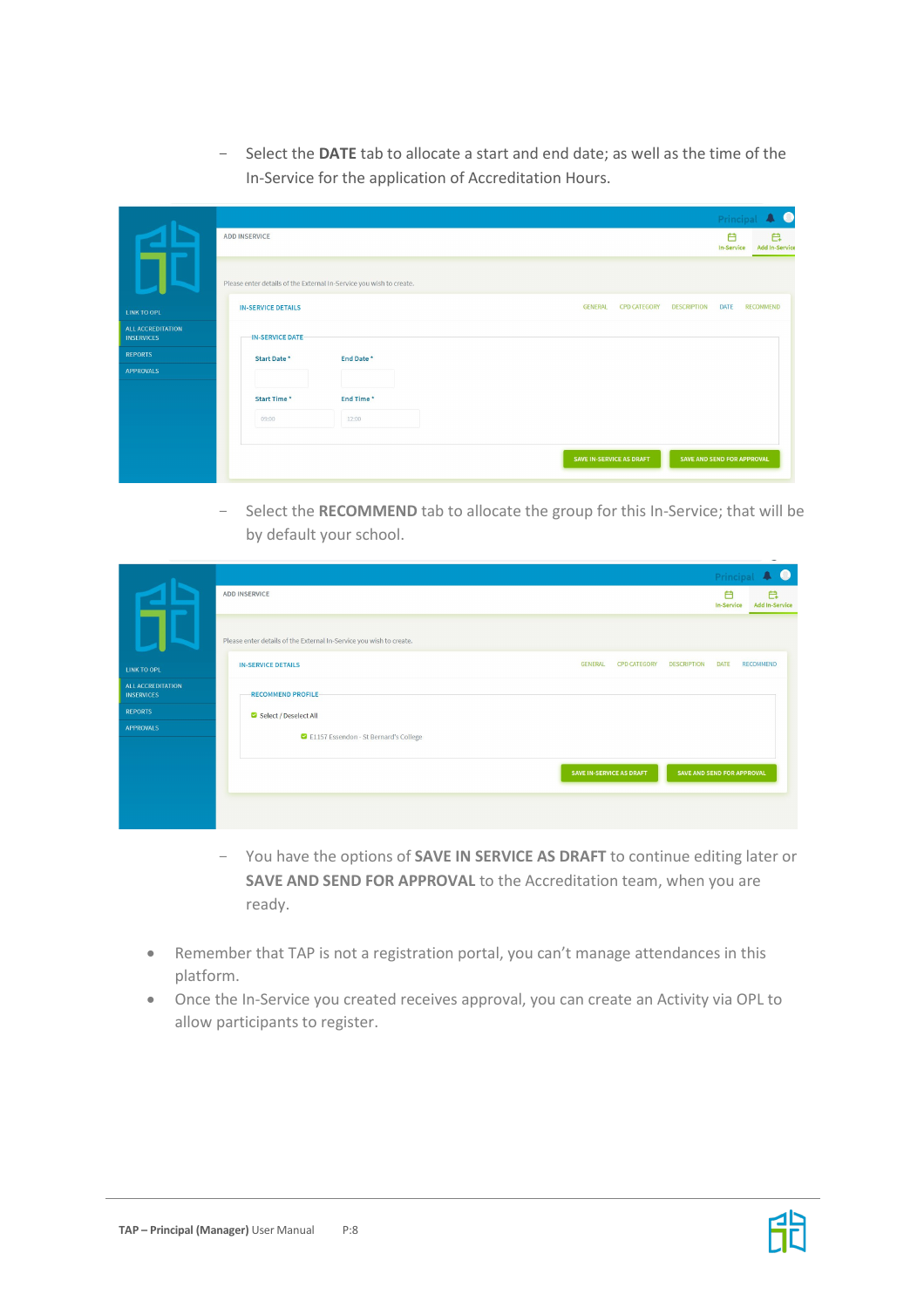- Select the **DATE** tab to allocate a start and end date; as well as the time of the In-Service for the application of Accreditation Hours.

- Select the **RECOMMEND** tab to allocate the group for this In-Service; that will be by default your school.

- You have the options of **SAVE IN SERVICE AS DRAFT** to continue editing later or **SAVE AND SEND FOR APPROVAL** to the Accreditation team, when you are ready.

- Remember that TAP is not a registration portal, you can't manage attendances in this platform.
- Once the In-Service you created receives approval, you can create an Activity via OPL to allow participants to register.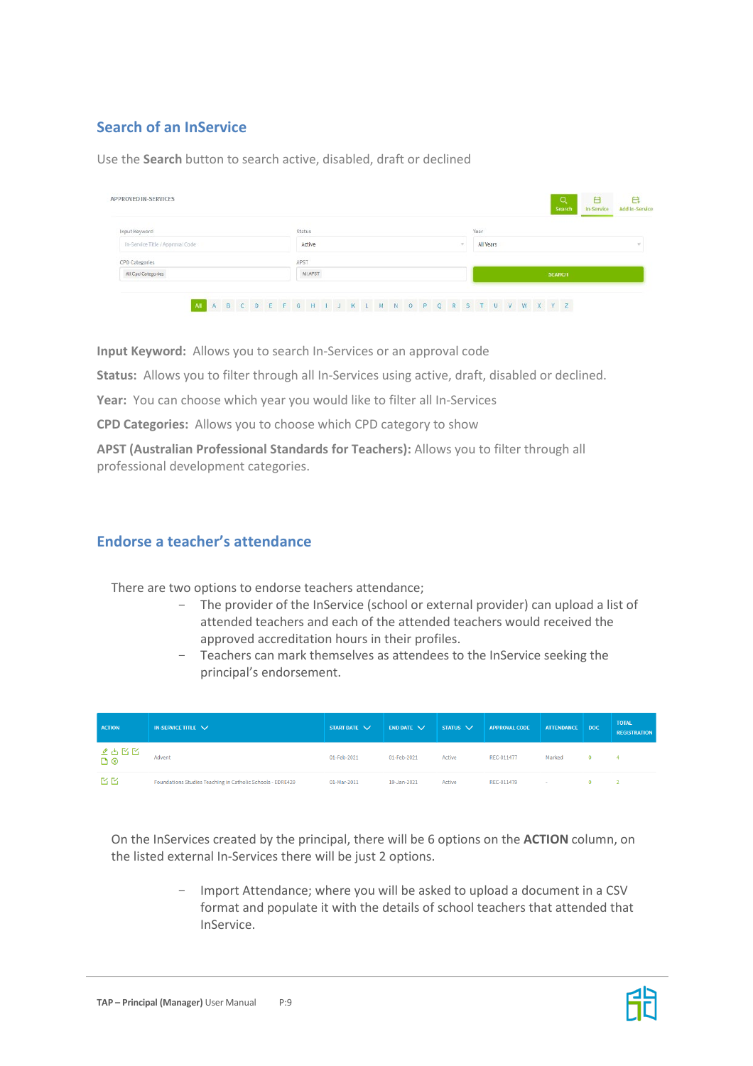## Search of an InService

Use the **Search** button to search active, disabled, draft or declined

APPROVED IN-SERVICES

Search | In-Service | Add In-Service

Input Keyword: In-Service Title / Approval Code

Status: Active

Year: All Years

CPD Categories: All Cpd Categories

APST: All APST

SEARCH

All A B C D E F G H I J K L M N O P Q R S T U V W X Y Z

**Input Keyword:** Allows you to search In-Services or an approval code

**Status:** Allows you to filter through all In-Services using active, draft, disabled or declined.

**Year:** You can choose which year you would like to filter all In-Services

**CPD Categories:** Allows you to choose which CPD category to show

**APST (Australian Professional Standards for Teachers):** Allows you to filter through all professional development categories.

## Endorse a teacher's attendance

There are two options to endorse teachers attendance;

- The provider of the InService (school or external provider) can upload a list of attended teachers and each of the attended teachers would received the approved accreditation hours in their profiles.
- Teachers can mark themselves as attendees to the InService seeking the principal's endorsement.

| ACTION | IN-SERVICE TITLE | START DATE | END DATE | STATUS | APPROVAL CODE | ATTENDANCE | DOC | TOTAL REGISTRATION |
|---|---|---|---|---|---|---|---|---|
| | Advent | 01-Feb-2021 | 01-Feb-2021 | Active | REC-011477 | Marked | 0 | 4 |
| | Foundations Studies Teaching in Catholic Schools - EDRE429 | 01-Mar-2011 | 10-Jan-2021 | Active | REC-011479 | - | 0 | 2 |

On the InServices created by the principal, there will be 6 options on the **ACTION** column, on the listed external In-Services there will be just 2 options.

- Import Attendance; where you will be asked to upload a document in a CSV format and populate it with the details of school teachers that attended that InService.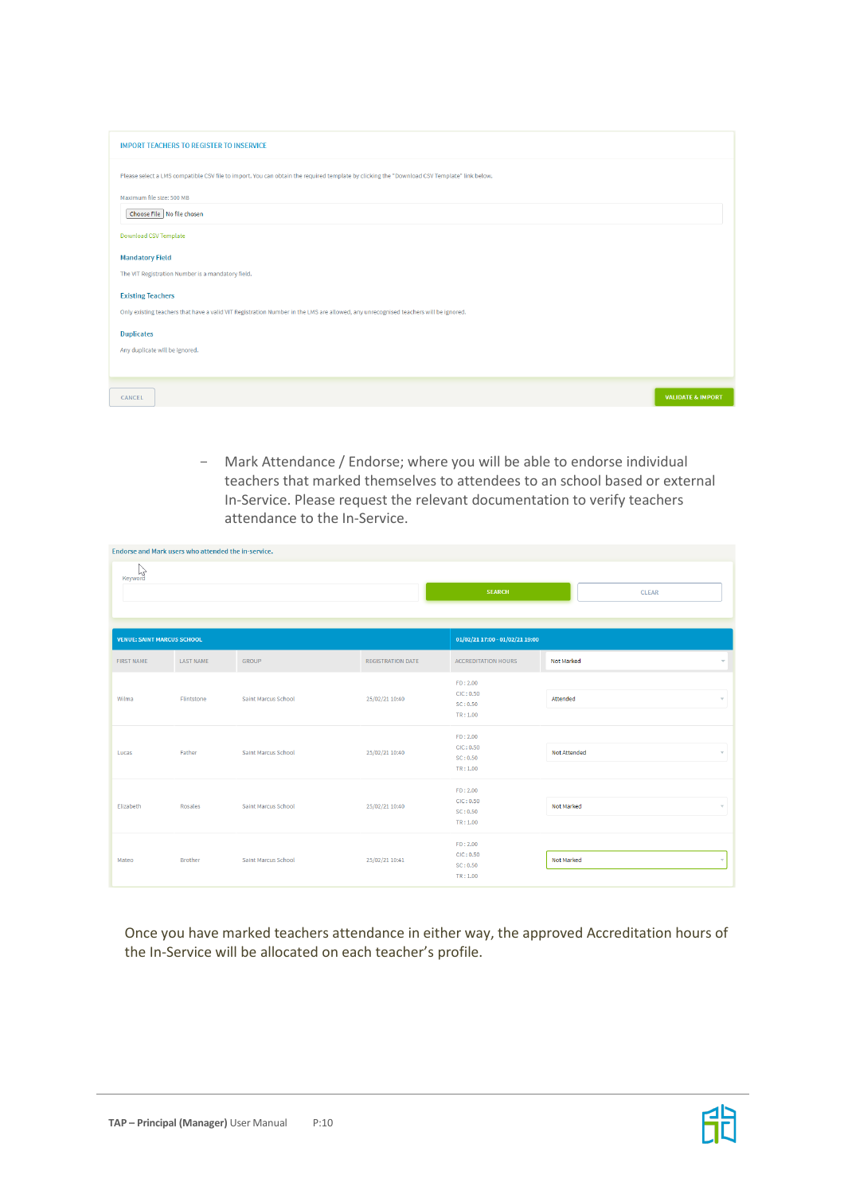IMPORT TEACHERS TO REGISTER TO INSERVICE

Please select a LMS compatible CSV file to import. You can obtain the required template by clicking the "Download CSV Template" link below.

Maximum file size: 500 MB

Choose File No file chosen

Download CSV Template

**Mandatory Field**

The VIT Registration Number is a mandatory field.

**Existing Teachers**

Only existing teachers that have a valid VIT Registration Number in the LMS are allowed, any unrecognised teachers will be ignored.

**Duplicates**

Any duplicate will be ignored.

CANCEL | VALIDATE & IMPORT

- Mark Attendance / Endorse; where you will be able to endorse individual teachers that marked themselves to attendees to an school based or external In-Service. Please request the relevant documentation to verify teachers attendance to the In-Service.

Endorse and Mark users who attended the in-service.

Keyword

SEARCH | CLEAR

| VENUE: SAINT MARCUS SCHOOL | | | | 01/02/21 17:00 - 01/02/21 19:00 | |
|---|---|---|---|---|---|
| FIRST NAME | LAST NAME | GROUP | REGISTRATION DATE | ACCREDITATION HOURS | Not Marked |
| Wilma | Flintstone | Saint Marcus School | 25/02/21 10:40 | FD : 2.00<br>CIC : 0.50<br>SC : 0.50<br>TR : 1.00 | Attended |
| Lucas | Father | Saint Marcus School | 25/02/21 10:40 | FD : 2.00<br>CIC : 0.50<br>SC : 0.50<br>TR : 1.00 | Not Attended |
| Elizabeth | Rosales | Saint Marcus School | 25/02/21 10:40 | FD : 2.00<br>CIC : 0.50<br>SC : 0.50<br>TR : 1.00 | Not Marked |
| Mateo | Brother | Saint Marcus School | 25/02/21 10:41 | FD : 2.00<br>CIC : 0.50<br>SC : 0.50<br>TR : 1.00 | Not Marked |

Once you have marked teachers attendance in either way, the approved Accreditation hours of the In-Service will be allocated on each teacher's profile.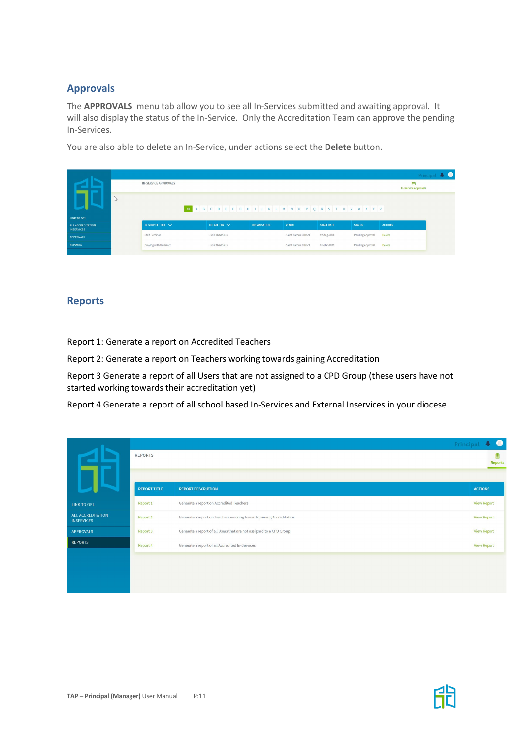## Approvals

The **APPROVALS** menu tab allow you to see all In-Services submitted and awaiting approval. It will also display the status of the In-Service. Only the Accreditation Team can approve the pending In-Services.

You are also able to delete an In-Service, under actions select the **Delete** button.

## Reports

Report 1: Generate a report on Accredited Teachers

Report 2: Generate a report on Teachers working towards gaining Accreditation

Report 3 Generate a report of all Users that are not assigned to a CPD Group (these users have not started working towards their accreditation yet)

Report 4 Generate a report of all school based In-Services and External Inservices in your diocese.